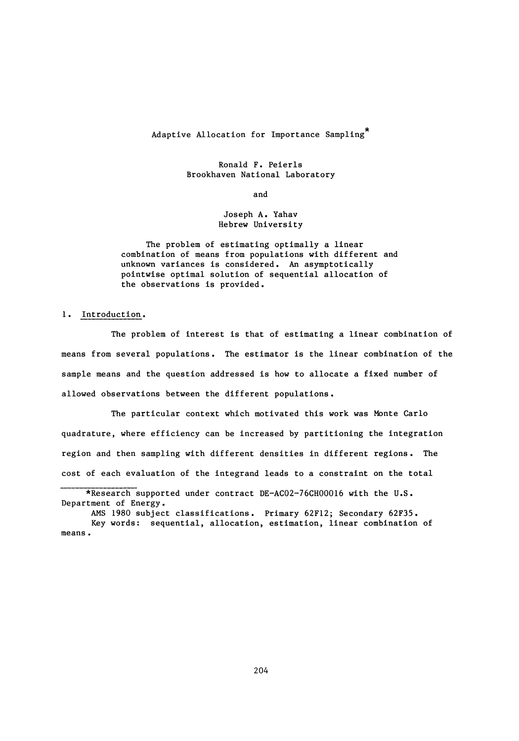# Adaptive Allocation for Importance Sampling*

Ronald F. Peierls
Brookhaven National Laboratory

and

Joseph A. Yahav
Hebrew University

The problem of estimating optimally a linear combination of means from populations with different and unknown variances is considered. An asymptotically pointwise optimal solution of sequential allocation of the observations is provided.

## 1. Introduction.

The problem of interest is that of estimating a linear combination of means from several populations. The estimator is the linear combination of the sample means and the question addressed is how to allocate a fixed number of allowed observations between the different populations.

The particular context which motivated this work was Monte Carlo quadrature, where efficiency can be increased by partitioning the integration region and then sampling with different densities in different regions. The cost of each evaluation of the integrand leads to a constraint on the total

---

*Research supported under contract DE-AC02-76CH00016 with the U.S. Department of Energy.

AMS 1980 subject classifications. Primary 62F12; Secondary 62F35.

Key words: sequential, allocation, estimation, linear combination of means.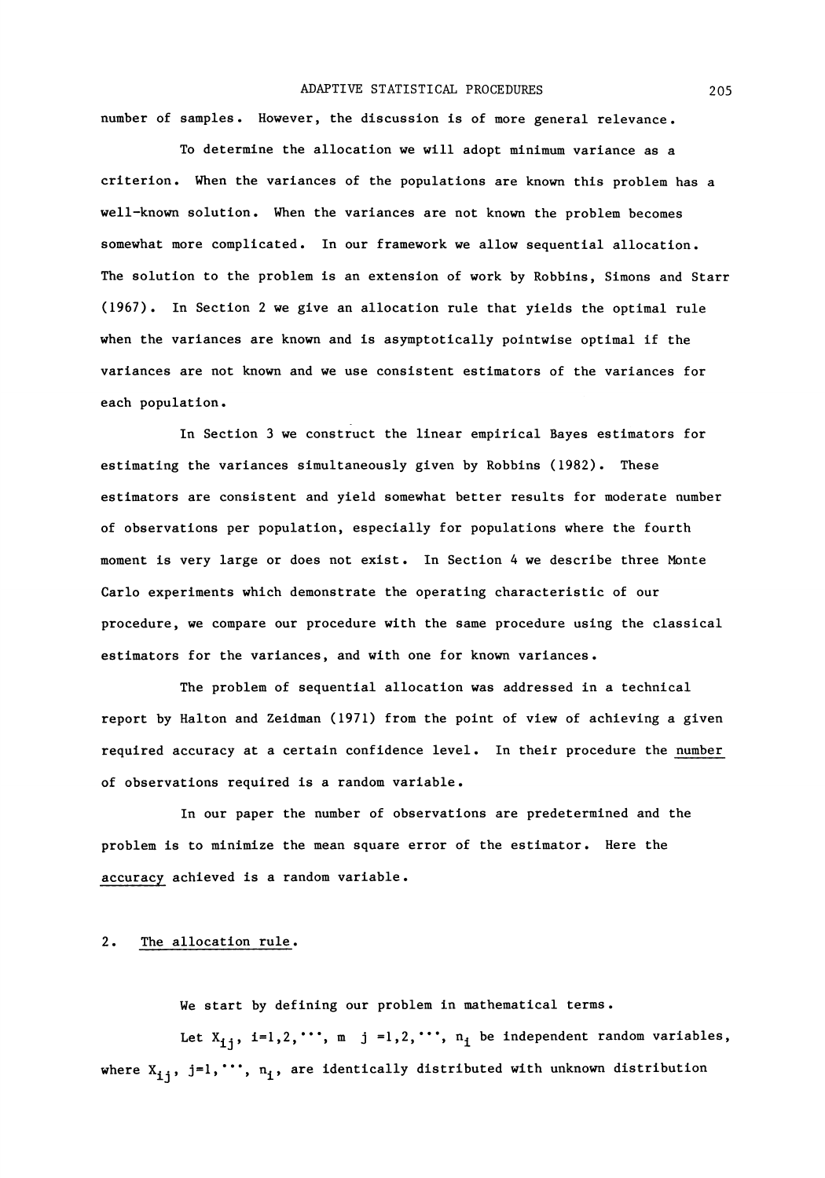number of samples. However, the discussion is of more general relevance.

To determine the allocation we will adopt minimum variance as a criterion. When the variances of the populations are known this problem has a well-known solution. When the variances are not known the problem becomes somewhat more complicated. In our framework we allow sequential allocation. The solution to the problem is an extension of work by Robbins, Simons and Starr (1967). In Section 2 we give an allocation rule that yields the optimal rule when the variances are known and is asymptotically pointwise optimal if the variances are not known and we use consistent estimators of the variances for each population.

In Section 3 we construct the linear empirical Bayes estimators for estimating the variances simultaneously given by Robbins (1982). These estimators are consistent and yield somewhat better results for moderate number of observations per population, especially for populations where the fourth moment is very large or does not exist. In Section 4 we describe three Monte Carlo experiments which demonstrate the operating characteristic of our procedure, we compare our procedure with the same procedure using the classical estimators for the variances, and with one for known variances.

The problem of sequential allocation was addressed in a technical report by Halton and Zeidman (1971) from the point of view of achieving a given required accuracy at a certain confidence level. In their procedure the <u>number</u> of observations required is a random variable.

In our paper the number of observations are predetermined and the problem is to minimize the mean square error of the estimator. Here the <u>accuracy</u> achieved is a random variable.

## 2. <u>The allocation rule</u>.

We start by defining our problem in mathematical terms.

Let $X_{ij}$, $i=1,2,\cdots, m$ $j=1,2,\cdots, n_i$ be independent random variables, where $X_{ij}$, $j=1,\cdots, n_i$, are identically distributed with unknown distribution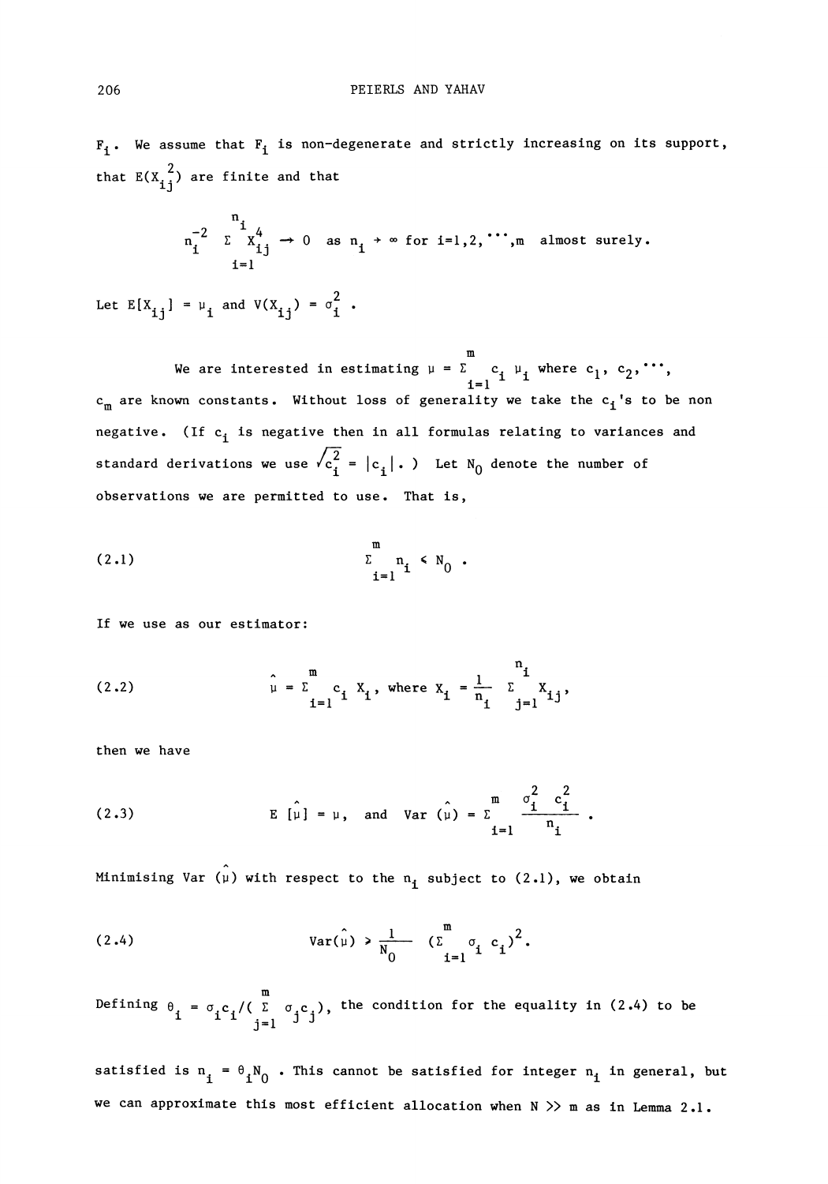$F_i$. We assume that $F_i$ is non-degenerate and strictly increasing on its support, that $E(X_{ij}^2)$ are finite and that

$$n_i^{-2} \sum_{i=1}^{n_i} X_{ij}^4 \rightarrow 0 \quad \text{as } n_i \rightarrow \infty \text{ for } i=1,2,\cdots,m \text{ almost surely.}$$

Let $E[X_{ij}] = \mu_i$ and $V(X_{ij}) = \sigma_i^2$.

We are interested in estimating $\mu = \sum_{i=1}^{m} c_i \mu_i$ where $c_1, c_2, \cdots, c_m$ are known constants. Without loss of generality we take the $c_i$'s to be non negative. (If $c_i$ is negative then in all formulas relating to variances and standard derivations we use $\sqrt{c_i^2} = |c_i|$.) Let $N_0$ denote the number of observations we are permitted to use. That is,

$$\sum_{i=1}^{m} n_i \leq N_0 . \tag{2.1}$$

If we use as our estimator:

$$\hat{\mu} = \sum_{i=1}^{m} c_i X_i, \text{ where } X_i = \frac{1}{n_i} \sum_{j=1}^{n_i} X_{ij}, \tag{2.2}$$

then we have

$$E[\hat{\mu}] = \mu, \quad \text{and} \quad \text{Var}(\hat{\mu}) = \sum_{i=1}^{m} \frac{\sigma_i^2 c_i^2}{n_i} . \tag{2.3}$$

Minimising Var $(\hat{\mu})$ with respect to the $n_i$ subject to (2.1), we obtain

$$\text{Var}(\hat{\mu}) \geq \frac{1}{N_0} \left(\sum_{i=1}^{m} \sigma_i c_i\right)^2. \tag{2.4}$$

Defining $\theta_i = \sigma_i c_i / (\sum_{j=1}^{m} \sigma_j c_j)$, the condition for the equality in (2.4) to be satisfied is $n_i = \theta_i N_0$. This cannot be satisfied for integer $n_i$ in general, but we can approximate this most efficient allocation when $N >> m$ as in Lemma 2.1.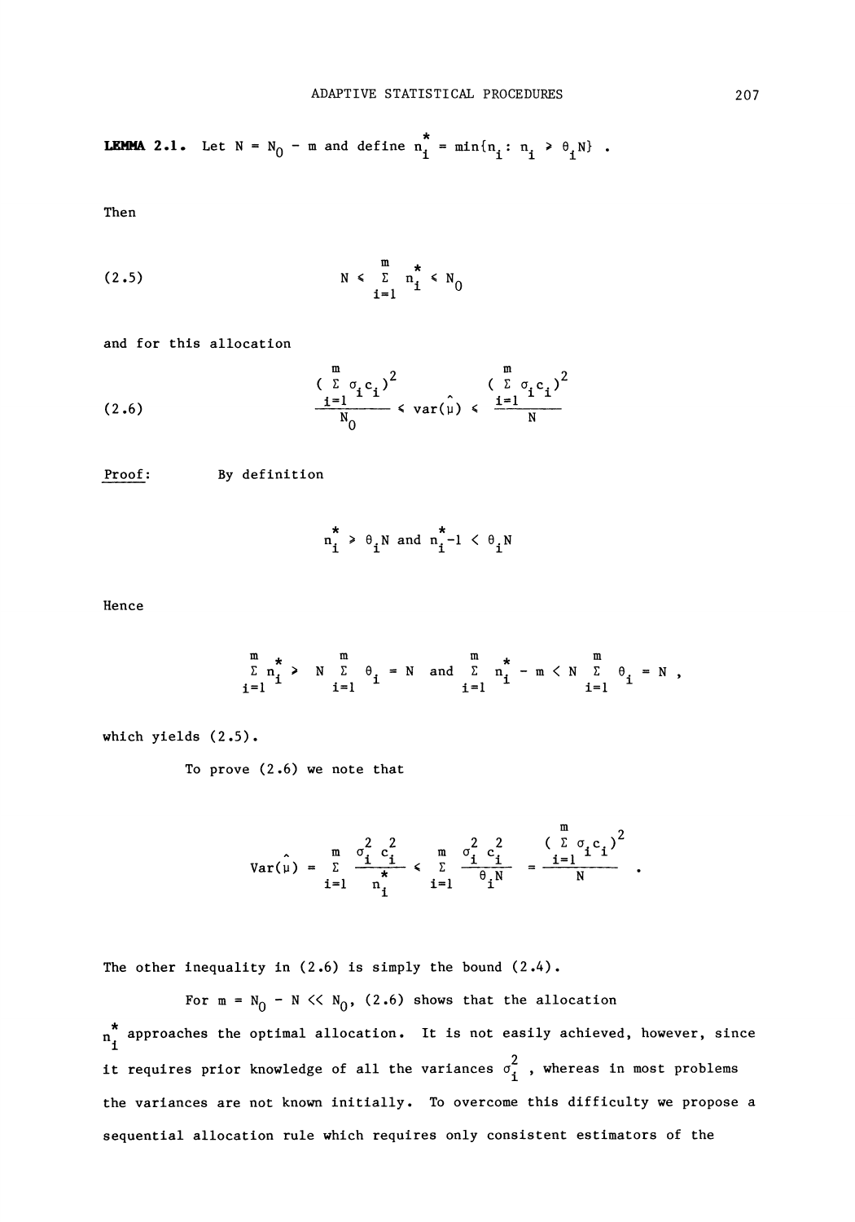**LEMMA 2.1.** Let $N = N_0 - m$ and define $n_i^* = \min\{n_i : n_i \geq \theta_i N\}$ .

Then

$$
N \leq \sum_{i=1}^{m} n_i^* \leq N_0 \tag{2.5}
$$

and for this allocation

$$
\frac{(\sum_{i=1}^{m} \sigma_i c_i)^2}{N_0} \leq \mathrm{var}(\hat{\mu}) \leq \frac{(\sum_{i=1}^{m} \sigma_i c_i)^2}{N} \tag{2.6}
$$

Proof: By definition

$$
n_i^* \geq \theta_i N \text{ and } n_i^* - 1 < \theta_i N
$$

Hence

$$
\sum_{i=1}^{m} n_i^* \geq N \sum_{i=1}^{m} \theta_i = N \text{ and } \sum_{i=1}^{m} n_i^* - m < N \sum_{i=1}^{m} \theta_i = N ,
$$

which yields (2.5).

To prove (2.6) we note that

$$
\mathrm{Var}(\hat{\mu}) = \sum_{i=1}^{m} \frac{\sigma_i^2 c_i^2}{n_i^*} \leq \sum_{i=1}^{m} \frac{\sigma_i^2 c_i^2}{\theta_i N} = \frac{(\sum_{i=1}^{m} \sigma_i c_i)^2}{N} .
$$

The other inequality in (2.6) is simply the bound (2.4).

For $m = N_0 - N \ll N_0$, (2.6) shows that the allocation $n_i^*$ approaches the optimal allocation. It is not easily achieved, however, since it requires prior knowledge of all the variances $\sigma_i^2$ , whereas in most problems the variances are not known initially. To overcome this difficulty we propose a sequential allocation rule which requires only consistent estimators of the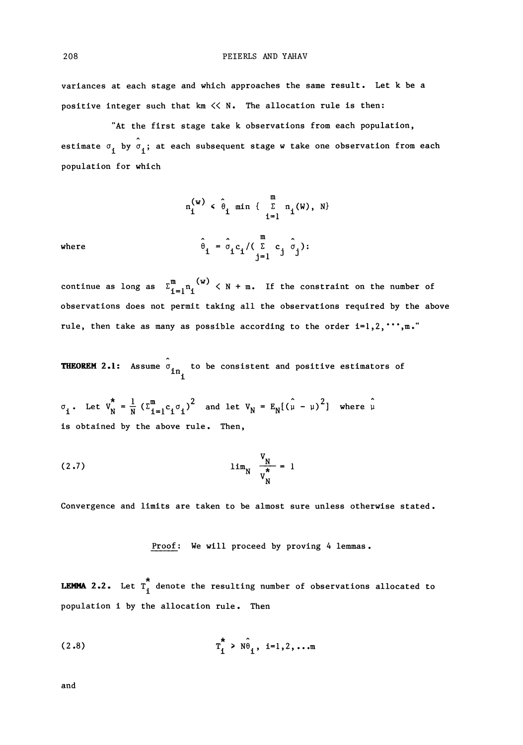variances at each stage and which approaches the same result. Let k be a positive integer such that $km << N$. The allocation rule is then:

"At the first stage take k observations from each population, estimate $\sigma_i$ by $\hat{\sigma}_i$; at each subsequent stage w take one observation from each population for which

$$n_i^{(w)} < \hat{\theta}_i \min \{ \sum_{i=1}^{m} n_i(W), N\}$$

where

$$\hat{\theta}_i = \hat{\sigma}_i c_i / ( \sum_{j=1}^{m} c_j \hat{\sigma}_j ):$$

continue as long as $\Sigma_{i=1}^m n_i^{(w)} < N + m$. If the constraint on the number of observations does not permit taking all the observations required by the above rule, then take as many as possible according to the order $i=1,2,\cdots,m$."

**THEOREM 2.1:** Assume $\hat{\sigma}_{in_i}$ to be consistent and positive estimators of $\sigma_i$. Let $V_N^* = \frac{1}{N} (\Sigma_{i=1}^m c_i \sigma_i)^2$ and let $V_N = E_N[(\hat{\mu} - \mu)^2]$ where $\hat{\mu}$ is obtained by the above rule. Then,

$$\lim_N \frac{V_N}{V_N^*} = 1 \tag{2.7}$$

Convergence and limits are taken to be almost sure unless otherwise stated.

Proof: We will proceed by proving 4 lemmas.

**LEMMA 2.2.** Let $T_i^*$ denote the resulting number of observations allocated to population i by the allocation rule. Then

$$T_i^* > N\hat{\theta}_i, \quad i=1,2,\ldots m \tag{2.8}$$

and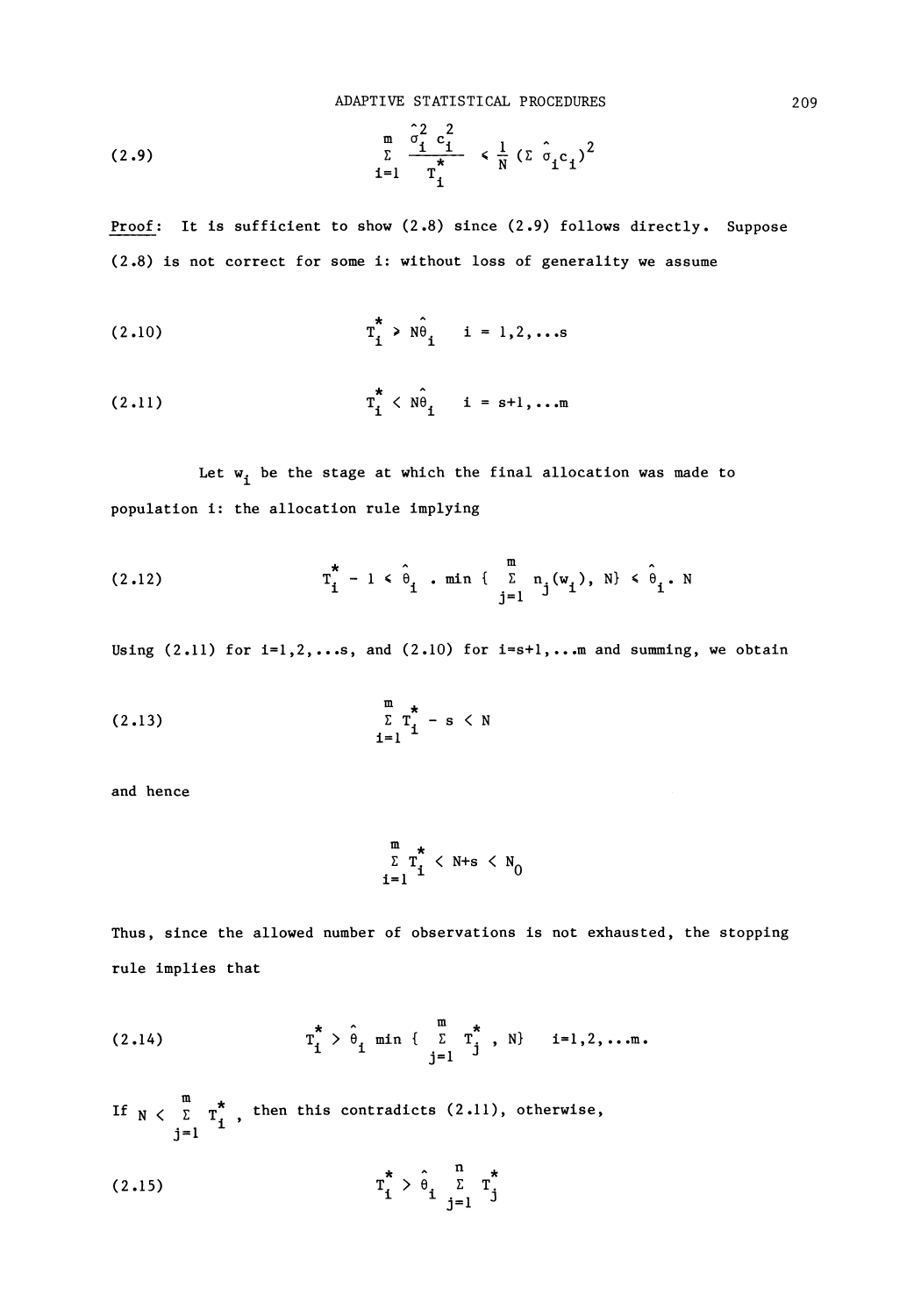$$(2.9) \qquad \sum_{i=1}^{m} \frac{\hat{\sigma}_i^2 c_i^2}{T_i^*} \leqslant \frac{1}{N} (\Sigma \hat{\sigma}_i c_i)^2$$

Proof: It is sufficient to show (2.8) since (2.9) follows directly. Suppose (2.8) is not correct for some i: without loss of generality we assume

$$(2.10) \qquad T_i^* \geqslant N\hat{\theta}_i \quad i = 1,2,\ldots s$$

$$(2.11) \qquad T_i^* < N\hat{\theta}_i \quad i = s+1,\ldots m$$

Let $w_i$ be the stage at which the final allocation was made to population i: the allocation rule implying

$$(2.12) \qquad T_i^* - 1 \leqslant \hat{\theta}_i \cdot \min \{ \sum_{j=1}^{m} n_j(w_i), N\} \leqslant \hat{\theta}_i \cdot N$$

Using (2.11) for $i=1,2,\ldots s$, and (2.10) for $i=s+1,\ldots m$ and summing, we obtain

$$(2.13) \qquad \sum_{i=1}^{m} T_i^* - s < N$$

and hence

$$\sum_{i=1}^{m} T_i^* < N+s < N_0$$

Thus, since the allowed number of observations is not exhausted, the stopping rule implies that

$$(2.14) \qquad T_i^* > \hat{\theta}_i \min \{ \sum_{j=1}^{m} T_j^* , N\} \quad i=1,2,\ldots m.$$

If $N < \sum_{j=1}^{m} T_i^*$, then this contradicts (2.11), otherwise,

$$(2.15) \qquad T_i^* > \hat{\theta}_i \sum_{j=1}^{n} T_j^*$$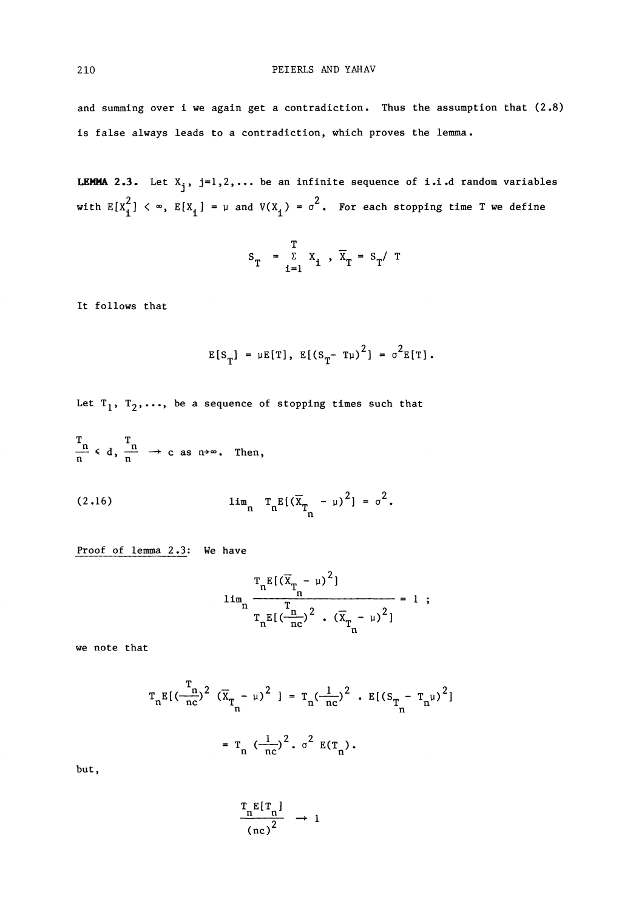and summing over i we again get a contradiction. Thus the assumption that (2.8) is false always leads to a contradiction, which proves the lemma.

**LEMMA 2.3.** Let $X_j$, $j=1,2,\ldots$ be an infinite sequence of i.i.d random variables with $E[X_i^2] < \infty$, $E[X_i] = \mu$ and $V(X_i) = \sigma^2$. For each stopping time T we define

$$S_T = \sum_{i=1}^{T} X_i , \quad \overline{X}_T = S_T / T$$

It follows that

$$E[S_T] = \mu E[T], \quad E[(S_T - T\mu)^2] = \sigma^2 E[T].$$

Let $T_1$, $T_2$,..., be a sequence of stopping times such that

$\frac{T_n}{n} \leq d$, $\frac{T_n}{n} \to c$ as $n \to \infty$. Then,

$$\lim_n T_n E[(\overline{X}_{T_n} - \mu)^2] = \sigma^2. \tag{2.16}$$

Proof of lemma 2.3: We have

$$\lim_n \frac{T_n E[(\overline{X}_{T_n} - \mu)^2]}{T_n E[(\frac{T_n}{nc})^2 \cdot (\overline{X}_{T_n} - \mu)^2]} = 1 ;$$

we note that

$$T_n E[(\frac{T_n}{nc})^2 (\overline{X}_{T_n} - \mu)^2 ] = T_n (\frac{1}{nc})^2 \cdot E[(S_{T_n} - T_n \mu)^2]$$

$$= T_n (\frac{1}{nc})^2 \cdot \sigma^2 E(T_n).$$

but,

$$\frac{T_n E[T_n]}{(nc)^2} \to 1$$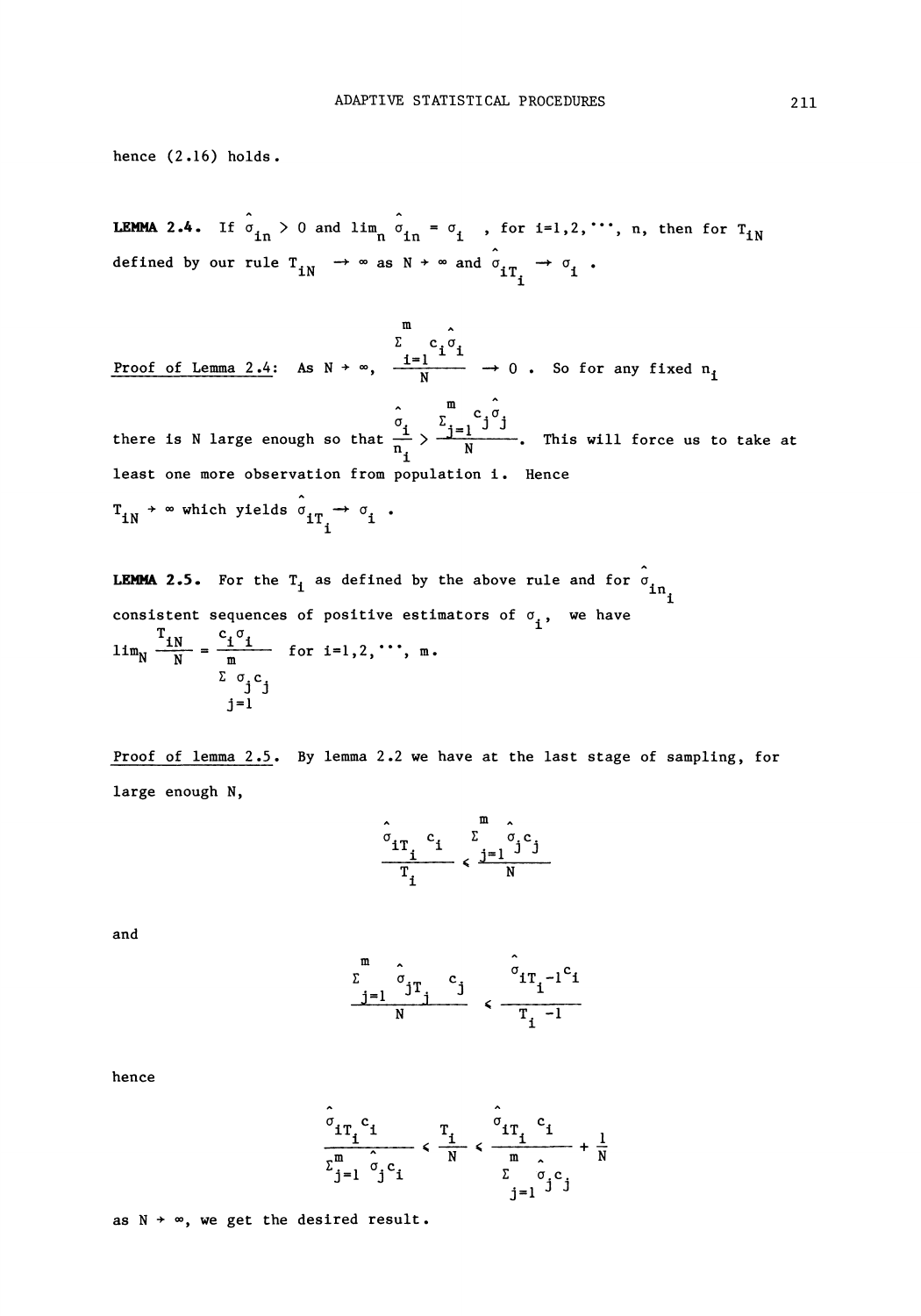hence (2.16) holds.

**LEMMA 2.4.** If $\hat{\sigma}_{in} > 0$ and $\lim_n \hat{\sigma}_{in} = \sigma_i$ , for i=1,2,$\cdots$, n, then for $T_{iN}$ defined by our rule $T_{iN} \rightarrow \infty$ as $N \rightarrow \infty$ and $\hat{\sigma}_{iT_i} \rightarrow \sigma_i$ .

Proof of Lemma 2.4: As $N \rightarrow \infty$, $\frac{\sum_{i=1}^{m} c_i \hat{\sigma}_i}{N} \rightarrow 0$ . So for any fixed $n_i$ there is N large enough so that $\frac{\hat{\sigma}_i}{n_i} > \frac{\Sigma_{j=1}^{m} c_j \hat{\sigma}_j}{N}$. This will force us to take at least one more observation from population i. Hence $T_{iN} \rightarrow \infty$ which yields $\hat{\sigma}_{iT_i} \rightarrow \sigma_i$ .

**LEMMA 2.5.** For the $T_i$ as defined by the above rule and for $\hat{\sigma}_{in_i}$ consistent sequences of positive estimators of $\sigma_i$, we have

$$\lim_N \frac{T_{iN}}{N} = \frac{c_i \sigma_i}{\sum_{j=1}^{m} \sigma_j c_j} \quad \text{for } i=1,2,\cdots, m.$$

Proof of lemma 2.5. By lemma 2.2 we have at the last stage of sampling, for large enough N,

$$\frac{\hat{\sigma}_{iT_i} c_i}{T_i} < \frac{\sum_{j=1}^{m} \hat{\sigma}_j c_j}{N}$$

and

$$\frac{\sum_{j=1}^{m} \hat{\sigma}_{jT_j} c_j}{N} < \frac{\hat{\sigma}_{iT_i-1} c_i}{T_i - 1}$$

hence

$$\frac{\hat{\sigma}_{iT_i} c_i}{\Sigma_{j=1}^{m} \hat{\sigma}_j c_i} < \frac{T_i}{N} < \frac{\hat{\sigma}_{iT_i} c_i}{\sum_{j=1}^{m} \hat{\sigma}_j c_j} + \frac{1}{N}$$

as $N \rightarrow \infty$, we get the desired result.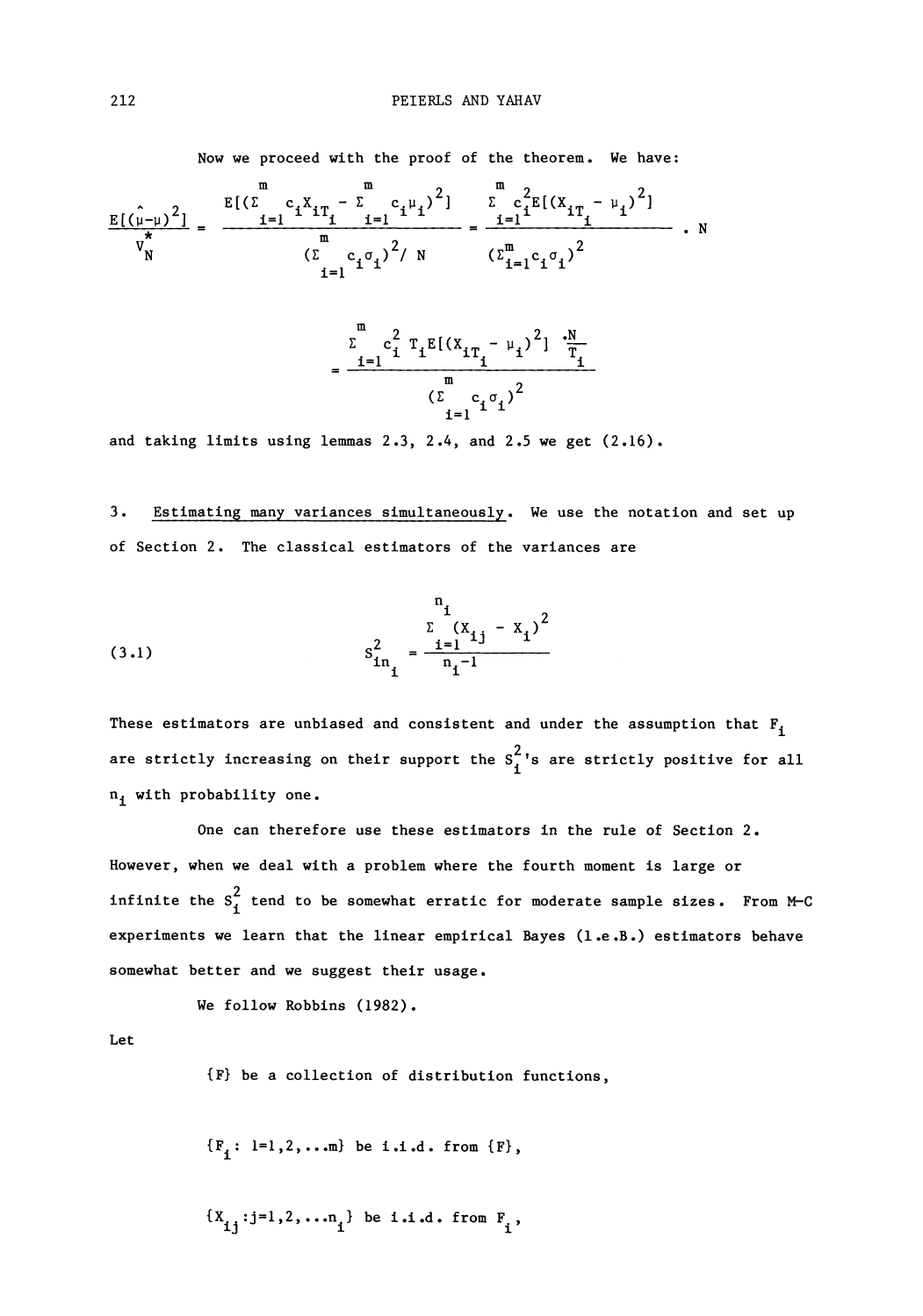Now we proceed with the proof of the theorem. We have:

$$\frac{E[(\hat{\mu}-\mu)^2]}{V_N^*} = \frac{E[(\sum_{i=1}^m c_i X_{iT_i} - \sum_{i=1}^m c_i \mu_i)^2]}{(\sum_{i=1}^m c_i \sigma_i)^2 / N} = \frac{\sum_{i=1}^m c_i^2 E[(X_{iT_i} - \mu_i)^2]}{(\sum_{i=1}^m c_i \sigma_i)^2} \cdot N$$

$$= \frac{\sum_{i=1}^m c_i^2 T_i E[(X_{iT_i} - \mu_i)^2] \cdot \frac{N}{T_i}}{(\sum_{i=1}^m c_i \sigma_i)^2}$$

and taking limits using lemmas 2.3, 2.4, and 2.5 we get (2.16).

3. Estimating many variances simultaneously. We use the notation and set up of Section 2. The classical estimators of the variances are

$$(3.1) \qquad S_{in_i}^2 = \frac{\sum_{i=1}^{n_i} (X_{ij} - X_i)^2}{n_i - 1}$$

These estimators are unbiased and consistent and under the assumption that $F_i$ are strictly increasing on their support the $S_i^2$'s are strictly positive for all $n_i$ with probability one.

One can therefore use these estimators in the rule of Section 2. However, when we deal with a problem where the fourth moment is large or infinite the $S_i^2$ tend to be somewhat erratic for moderate sample sizes. From M-C experiments we learn that the linear empirical Bayes (l.e.B.) estimators behave somewhat better and we suggest their usage.

We follow Robbins (1982).

Let

$\{F\}$ be a collection of distribution functions,

$\{F_i: i=1,2,\ldots m\}$ be i.i.d. from $\{F\}$,

$\{X_{ij}: j=1,2,\ldots n_i\}$ be i.i.d. from $F_i$,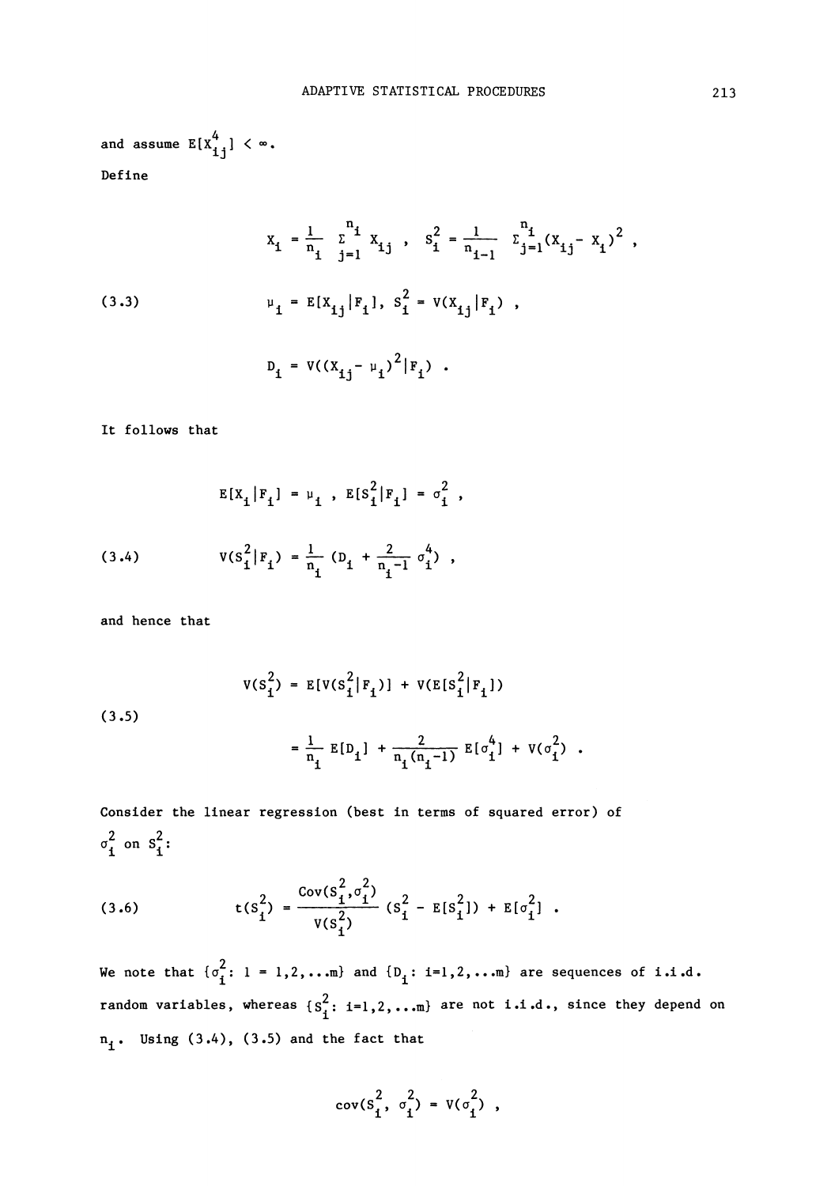and assume $E[X_{ij}^4] < \infty$.

Define

$$X_i = \frac{1}{n_i} \sum_{j=1}^{n_i} X_{ij} \ , \quad S_i^2 = \frac{1}{n_i - 1} \Sigma_{j=1}^{n_i} (X_{ij} - X_i)^2 \ ,$$

$$\mu_i = E[X_{ij} | F_i], \ S_i^2 = V(X_{ij} | F_i) \ , \tag{3.3}$$

$$D_i = V((X_{ij} - \mu_i)^2 | F_i) \ .$$

It follows that

$$E[X_i | F_i] = \mu_i \ , \ E[S_i^2 | F_i] = \sigma_i^2 \ ,$$

$$V(S_i^2 | F_i) = \frac{1}{n_i} (D_i + \frac{2}{n_i - 1} \sigma_i^4) \ , \tag{3.4}$$

and hence that

$$\begin{aligned} V(S_i^2) &= E[V(S_i^2 | F_i)] + V(E[S_i^2 | F_i]) \\ &= \frac{1}{n_i} E[D_i] + \frac{2}{n_i(n_i - 1)} E[\sigma_i^4] + V(\sigma_i^2) \ . \end{aligned} \tag{3.5}$$

Consider the linear regression (best in terms of squared error) of $\sigma_i^2$ on $S_i^2$:

$$t(S_i^2) = \frac{\text{Cov}(S_i^2, \sigma_i^2)}{V(S_i^2)} (S_i^2 - E[S_i^2]) + E[\sigma_i^2] \ . \tag{3.6}$$

We note that $\{\sigma_i^2 : 1 = 1,2,\ldots m\}$ and $\{D_i : i=1,2,\ldots m\}$ are sequences of i.i.d. random variables, whereas $\{S_i^2 : i=1,2,\ldots m\}$ are not i.i.d., since they depend on $n_i$. Using (3.4), (3.5) and the fact that

$$\text{cov}(S_i^2, \sigma_i^2) = V(\sigma_i^2) \ ,$$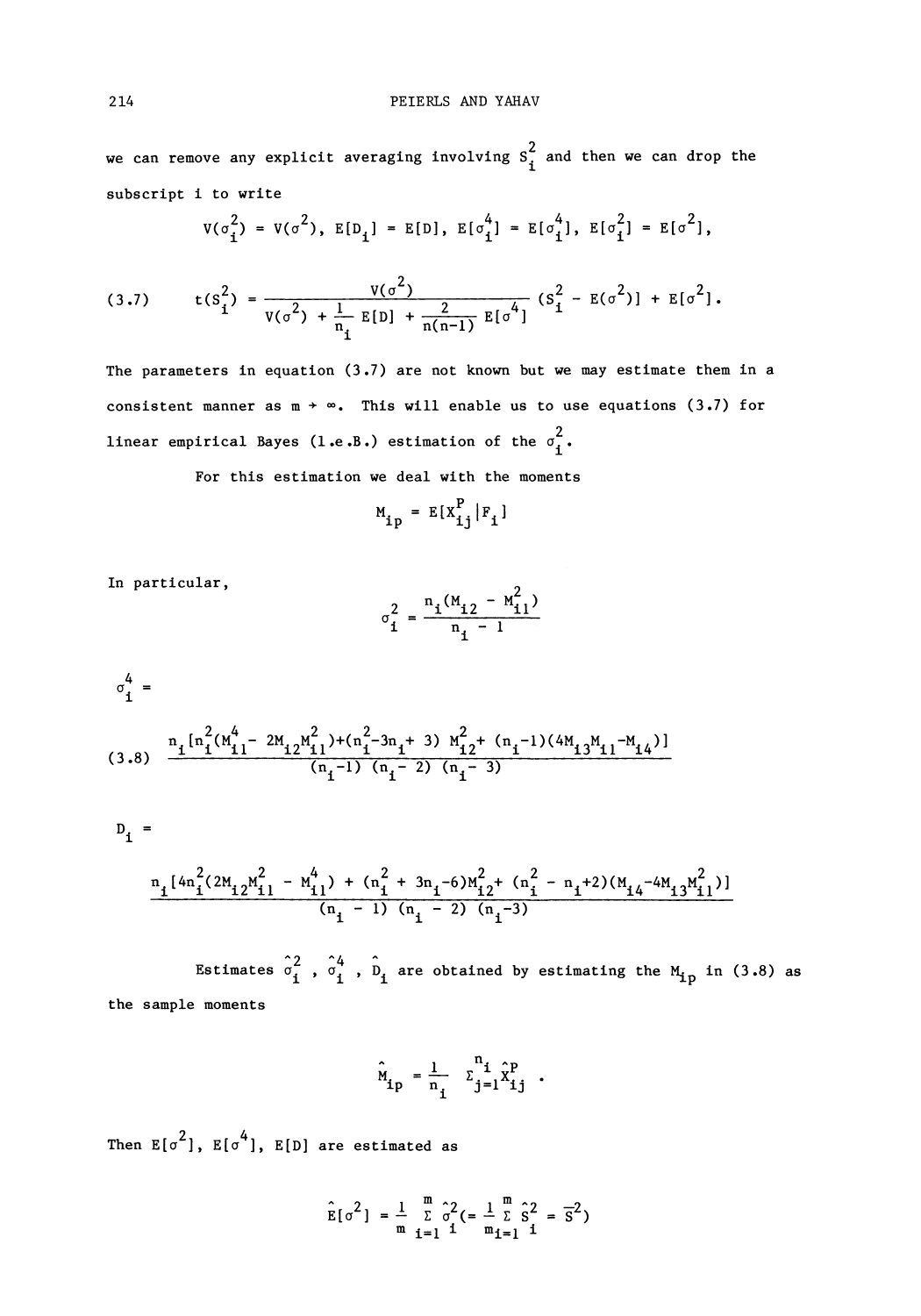we can remove any explicit averaging involving $S_i^2$ and then we can drop the subscript i to write

$$V(\sigma_i^2) = V(\sigma^2),\ E[D_i] = E[D],\ E[\sigma_i^4] = E[\sigma^4],\ E[\sigma_i^2] = E[\sigma^2],$$

$$(3.7) \qquad t(S_i^2) = \frac{V(\sigma^2)}{V(\sigma^2) + \frac{1}{n_i} E[D] + \frac{2}{n(n-1)} E[\sigma^4]} (S_i^2 - E(\sigma^2)] + E[\sigma^2].$$

The parameters in equation (3.7) are not known but we may estimate them in a consistent manner as $m \to \infty$. This will enable us to use equations (3.7) for linear empirical Bayes (l.e.B.) estimation of the $\sigma_i^2$.

For this estimation we deal with the moments

$$M_{ip} = E[X_{ij}^P | F_i]$$

In particular,

$$\sigma_i^2 = \frac{n_i(M_{i2} - M_{i1}^2)}{n_i - 1}$$

$\sigma_i^4 =$

$$(3.8) \qquad \frac{n_i[n_i^2(M_{i1}^4 - 2M_{i2}M_{i1}^2) + (n_i^2 - 3n_i + 3)\, M_{i2}^2 + (n_i - 1)(4M_{i3}M_{i1} - M_{i4})]}{(n_i - 1)\,(n_i - 2)\,(n_i - 3)}$$

$D_i =$

$$\frac{n_i[4n_i^2(2M_{i2}M_{i1}^2 - M_{i1}^4) + (n_i^2 + 3n_i - 6)M_{i2}^2 + (n_i^2 - n_i + 2)(M_{i4} - 4M_{i3}M_{i1}^2)]}{(n_i - 1)\,(n_i - 2)\,(n_i - 3)}$$

Estimates $\hat{\sigma}_i^2$, $\hat{\sigma}_i^4$, $\hat{D}_i$ are obtained by estimating the $M_{ip}$ in (3.8) as the sample moments

$$\hat{M}_{ip} = \frac{1}{n_i} \Sigma_{j=1}^{n_i} \hat{X}_{ij}^P .$$

Then $E[\sigma^2]$, $E[\sigma^4]$, $E[D]$ are estimated as

$$\hat{E}[\sigma^2] = \frac{1}{m} \sum_{i=1}^{m} \hat{\sigma}_i^2 (= \frac{1}{m} \sum_{i=1}^{m} \hat{S}_i^2 = \bar{S}^2)$$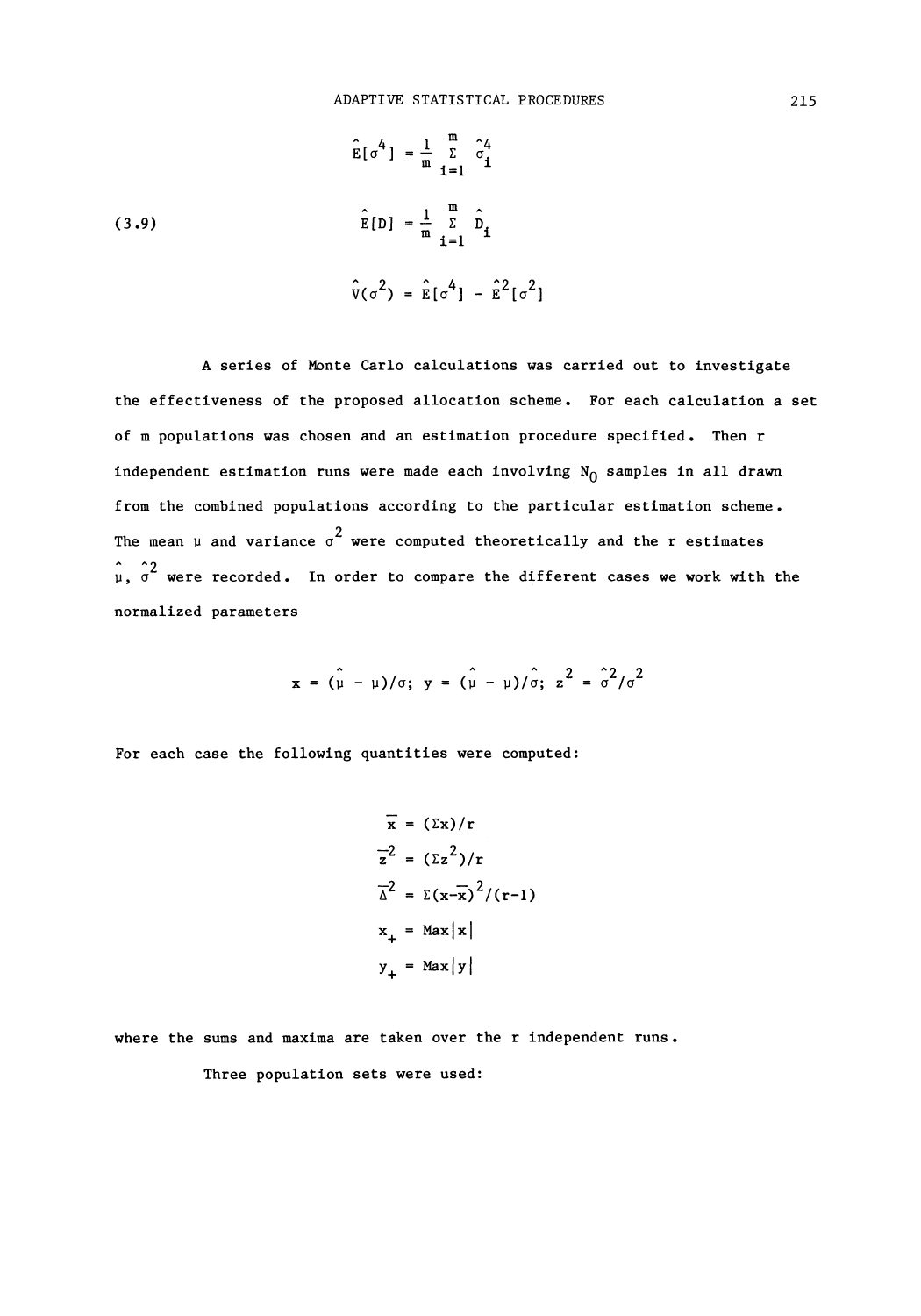$$\hat{E}[\sigma^4] = \frac{1}{m} \sum_{i=1}^{m} \hat{\sigma}_i^4$$

$$\hat{E}[D] = \frac{1}{m} \sum_{i=1}^{m} \hat{D}_i \tag{3.9}$$

$$\hat{V}(\sigma^2) = \hat{E}[\sigma^4] - \hat{E}^2[\sigma^2]$$

A series of Monte Carlo calculations was carried out to investigate the effectiveness of the proposed allocation scheme. For each calculation a set of m populations was chosen and an estimation procedure specified. Then r independent estimation runs were made each involving $N_0$ samples in all drawn from the combined populations according to the particular estimation scheme. The mean $\mu$ and variance $\sigma^2$ were computed theoretically and the r estimates $\hat{\mu}$, $\hat{\sigma}^2$ were recorded. In order to compare the different cases we work with the normalized parameters

$$x = (\hat{\mu} - \mu)/\sigma; \; y = (\hat{\mu} - \mu)/\hat{\sigma}; \; z^2 = \hat{\sigma}^2/\sigma^2$$

For each case the following quantities were computed:

$$\bar{x} = (\Sigma x)/r$$

$$\bar{z}^2 = (\Sigma z^2)/r$$

$$\bar{\Delta}^2 = \Sigma(x-\bar{x})^2/(r-1)$$

$$x_+ = \text{Max}|x|$$

$$y_+ = \text{Max}|y|$$

where the sums and maxima are taken over the r independent runs.

Three population sets were used: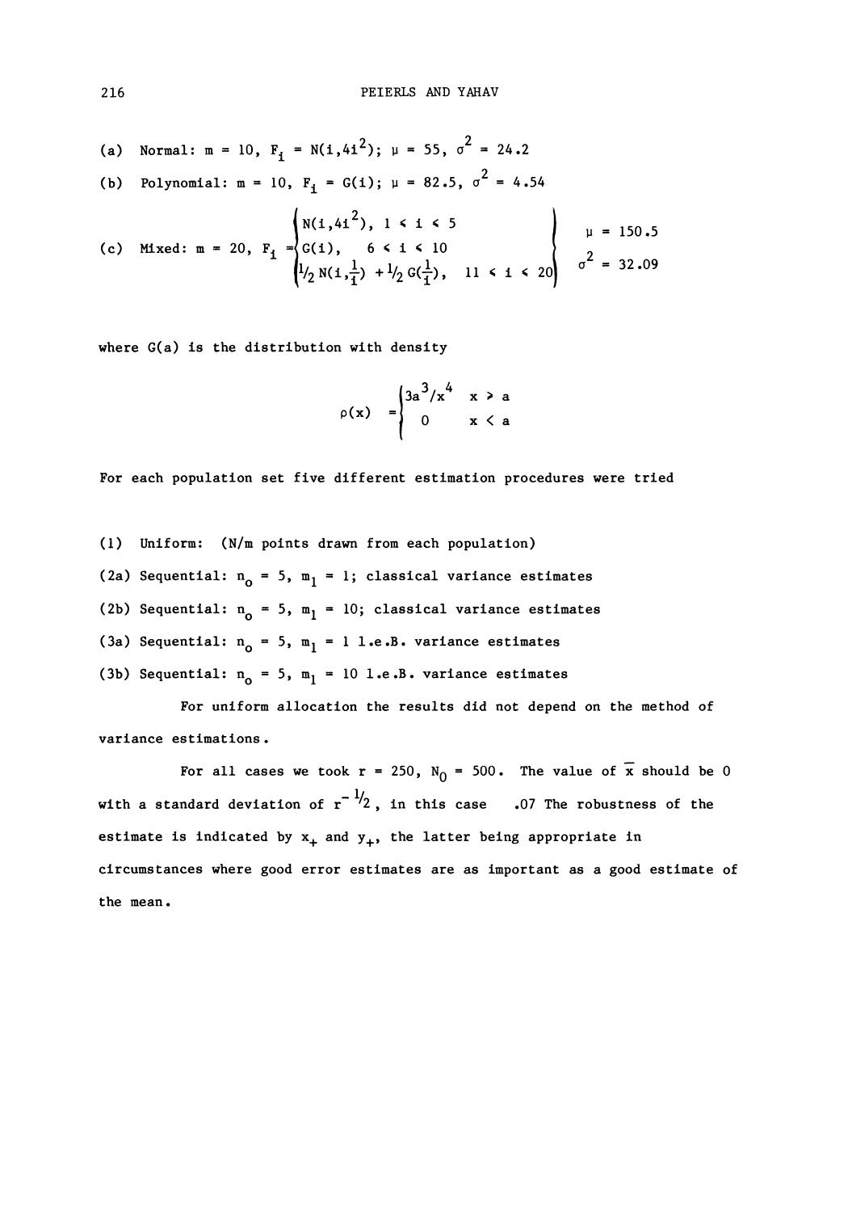(a) Normal: $m = 10$, $F_i = N(i,4i^2)$; $\mu = 55$, $\sigma^2 = 24.2$

(b) Polynomial: $m = 10$, $F_i = G(i)$; $\mu = 82.5$, $\sigma^2 = 4.54$

(c) Mixed: $m = 20$, 
$$F_i = \begin{cases} N(i,4i^2), & 1 \leq i \leq 5 \\ G(i), & 6 \leq i \leq 10 \\ \tfrac{1}{2} N(i,\tfrac{1}{i}) + \tfrac{1}{2} G(\tfrac{1}{i}), & 11 \leq i \leq 20 \end{cases} \qquad \begin{matrix} \mu = 150.5 \\ \sigma^2 = 32.09 \end{matrix}$$

where $G(a)$ is the distribution with density

$$\rho(x) = \begin{cases} 3a^3/x^4 & x > a \\ 0 & x < a \end{cases}$$

For each population set five different estimation procedures were tried

(1) Uniform: ($N/m$ points drawn from each population)

(2a) Sequential: $n_o = 5$, $m_1 = 1$; classical variance estimates

(2b) Sequential: $n_o = 5$, $m_1 = 10$; classical variance estimates

(3a) Sequential: $n_o = 5$, $m_1 = 1$ l.e.B. variance estimates

(3b) Sequential: $n_o = 5$, $m_1 = 10$ l.e.B. variance estimates

For uniform allocation the results did not depend on the method of variance estimations.

For all cases we took $r = 250$, $N_0 = 500$. The value of $\bar{x}$ should be 0 with a standard deviation of $r^{-1/2}$, in this case .07 The robustness of the estimate is indicated by $x_+$ and $y_+$, the latter being appropriate in circumstances where good error estimates are as important as a good estimate of the mean.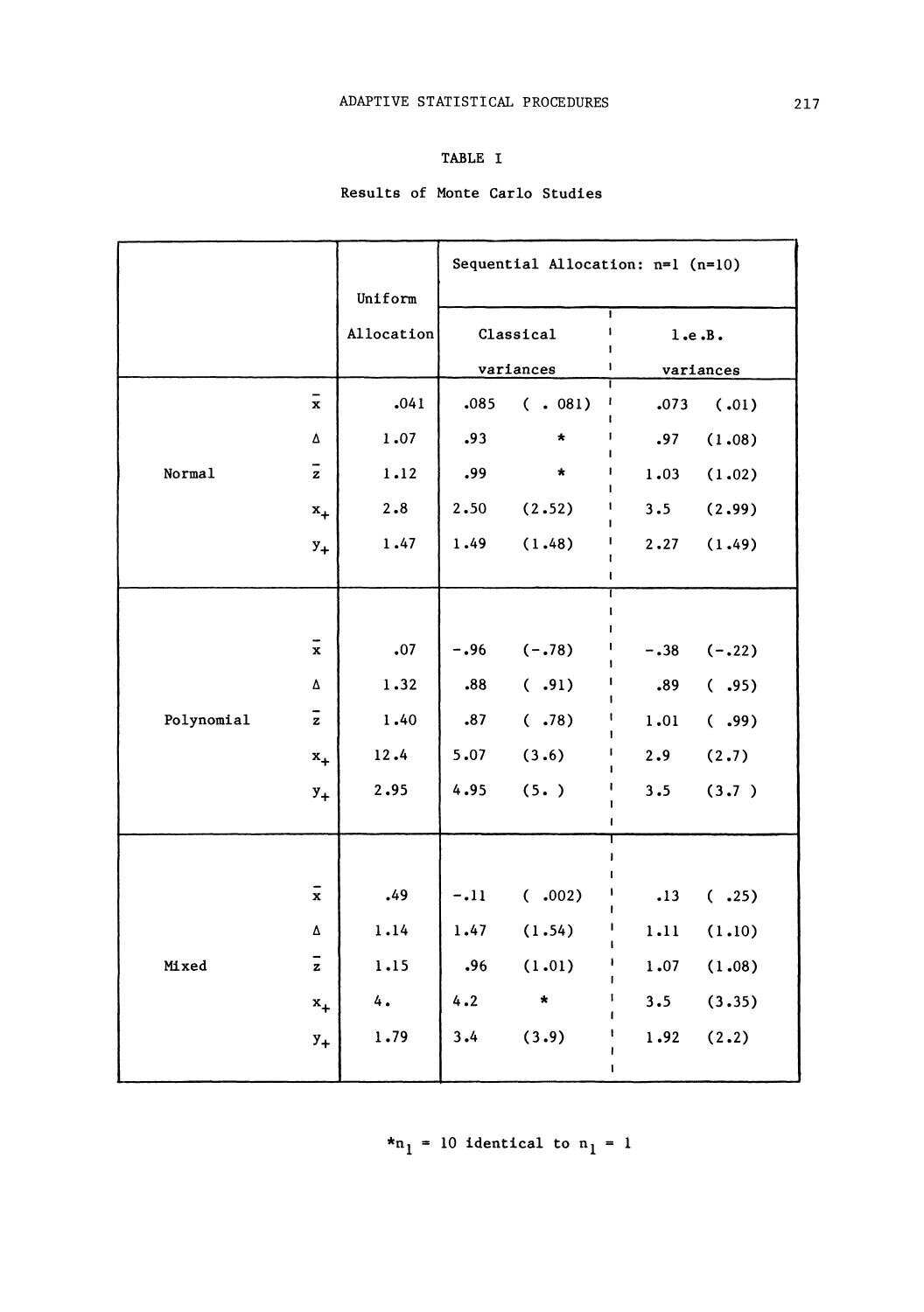TABLE I

Results of Monte Carlo Studies

| | | Uniform Allocation | Sequential Allocation: n=1 (n=10) | | | |
|---|---|---|---|---|---|---|
| | | | Classical variances | | l.e.B. variances | |
| Normal | $\bar{x}$ | .041 | .085 | ( . 081) | .073 | (.01) |
| | $\Delta$ | 1.07 | .93 | * | .97 | (1.08) |
| | $\bar{z}$ | 1.12 | .99 | * | 1.03 | (1.02) |
| | $x_+$ | 2.8 | 2.50 | (2.52) | 3.5 | (2.99) |
| | $y_+$ | 1.47 | 1.49 | (1.48) | 2.27 | (1.49) |
| Polynomial | $\bar{x}$ | .07 | -.96 | (-.78) | -.38 | (-.22) |
| | $\Delta$ | 1.32 | .88 | ( .91) | .89 | ( .95) |
| | $\bar{z}$ | 1.40 | .87 | ( .78) | 1.01 | ( .99) |
| | $x_+$ | 12.4 | 5.07 | (3.6) | 2.9 | (2.7) |
| | $y_+$ | 2.95 | 4.95 | (5. ) | 3.5 | (3.7 ) |
| Mixed | $\bar{x}$ | .49 | -.11 | ( .002) | .13 | ( .25) |
| | $\Delta$ | 1.14 | 1.47 | (1.54) | 1.11 | (1.10) |
| | $\bar{z}$ | 1.15 | .96 | (1.01) | 1.07 | (1.08) |
| | $x_+$ | 4. | 4.2 | * | 3.5 | (3.35) |
| | $y_+$ | 1.79 | 3.4 | (3.9) | 1.92 | (2.2) |

*$n_1$ = 10 identical to $n_1$ = 1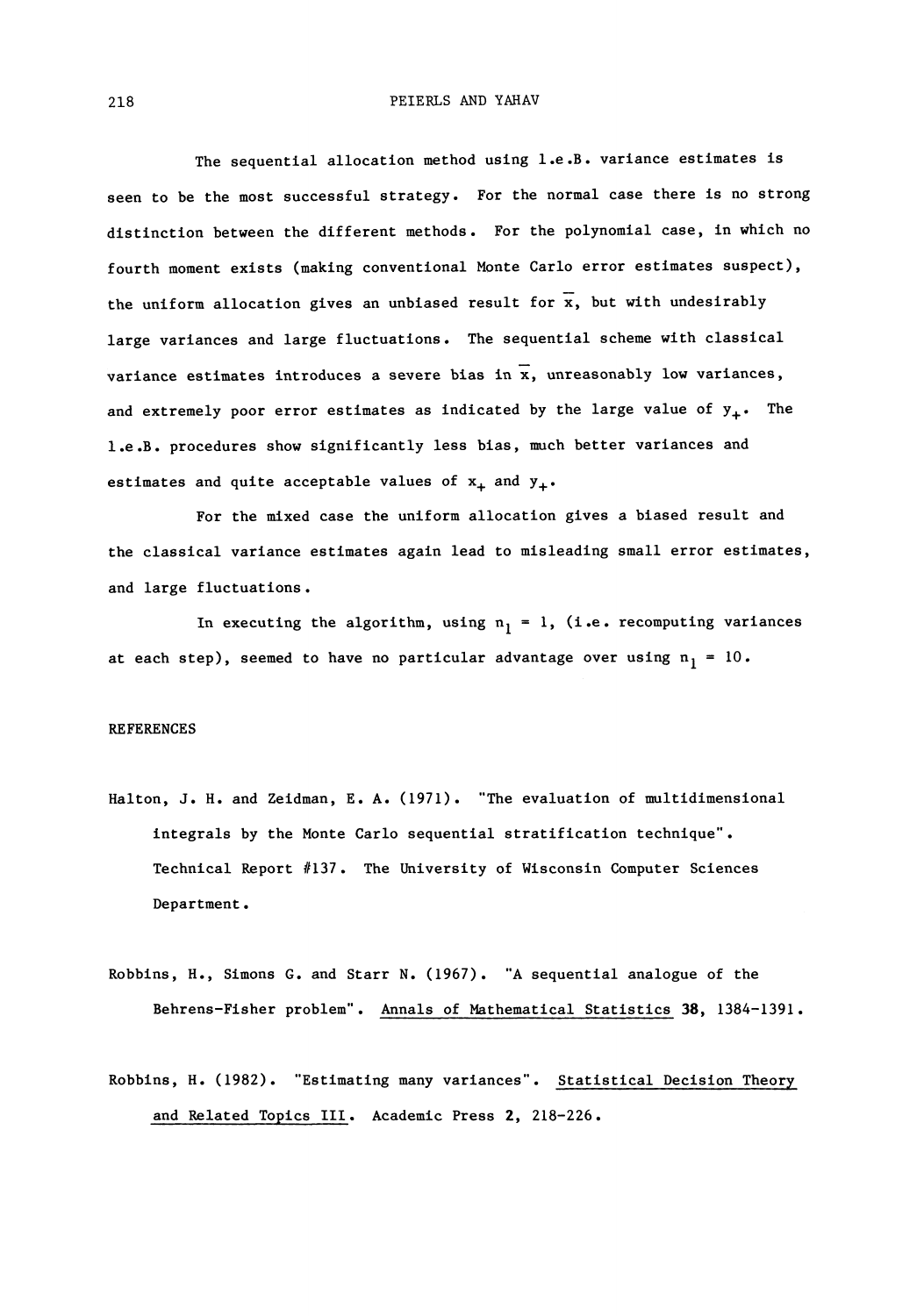The sequential allocation method using l.e.B. variance estimates is seen to be the most successful strategy. For the normal case there is no strong distinction between the different methods. For the polynomial case, in which no fourth moment exists (making conventional Monte Carlo error estimates suspect), the uniform allocation gives an unbiased result for $\bar{x}$, but with undesirably large variances and large fluctuations. The sequential scheme with classical variance estimates introduces a severe bias in $\bar{x}$, unreasonably low variances, and extremely poor error estimates as indicated by the large value of $y_+$. The l.e.B. procedures show significantly less bias, much better variances and estimates and quite acceptable values of $x_+$ and $y_+$.

For the mixed case the uniform allocation gives a biased result and the classical variance estimates again lead to misleading small error estimates, and large fluctuations.

In executing the algorithm, using $n_1 = 1$, (i.e. recomputing variances at each step), seemed to have no particular advantage over using $n_1 = 10$.

## REFERENCES

Halton, J. H. and Zeidman, E. A. (1971). "The evaluation of multidimensional integrals by the Monte Carlo sequential stratification technique". Technical Report #137. The University of Wisconsin Computer Sciences Department.

Robbins, H., Simons G. and Starr N. (1967). "A sequential analogue of the Behrens-Fisher problem". Annals of Mathematical Statistics **38**, 1384-1391.

Robbins, H. (1982). "Estimating many variances". Statistical Decision Theory and Related Topics III. Academic Press **2**, 218-226.